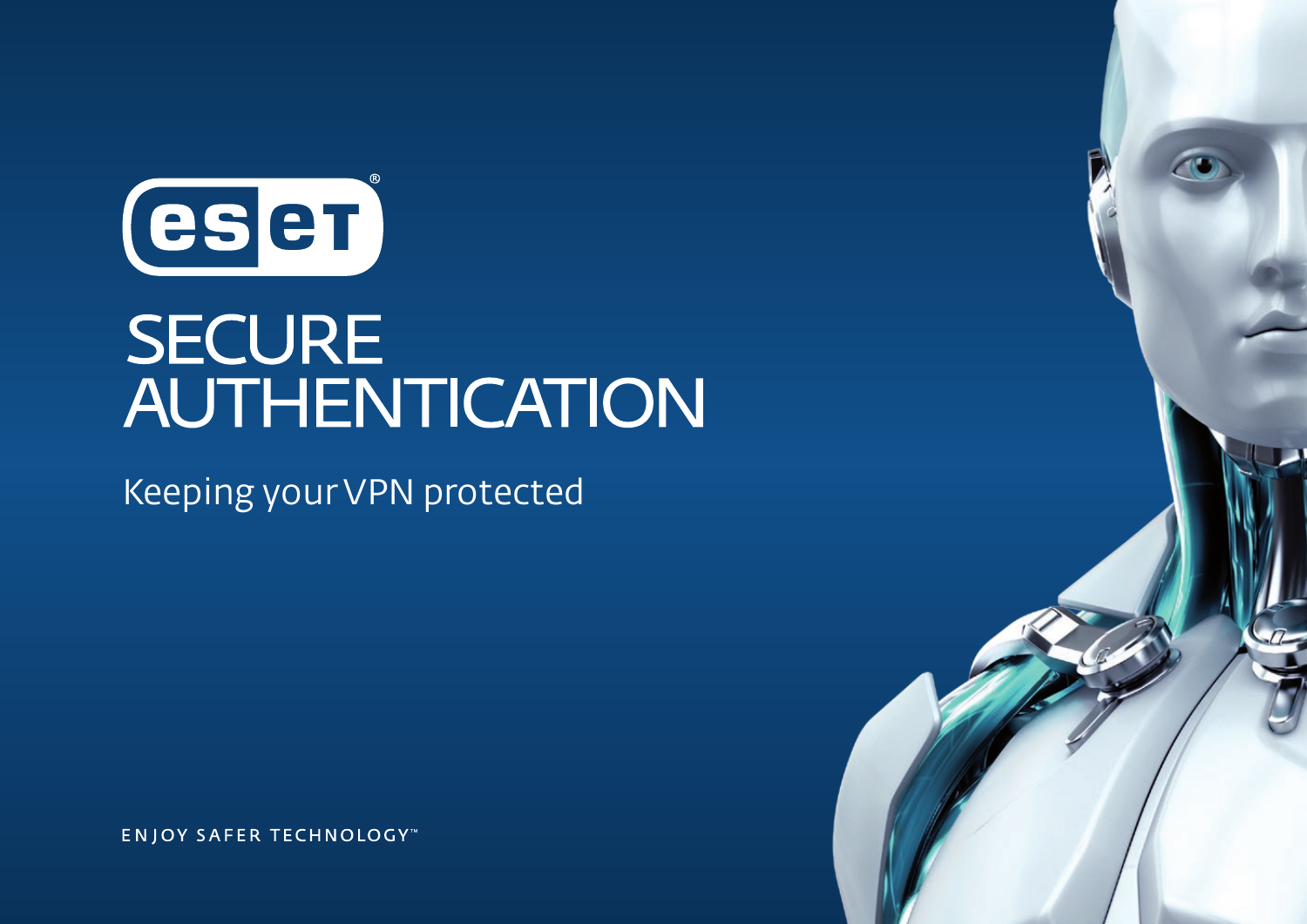ESET®

# SECURE AUTHENTICATION

Keeping your VPN protected

ENJOY SAFER TECHNOLOGY™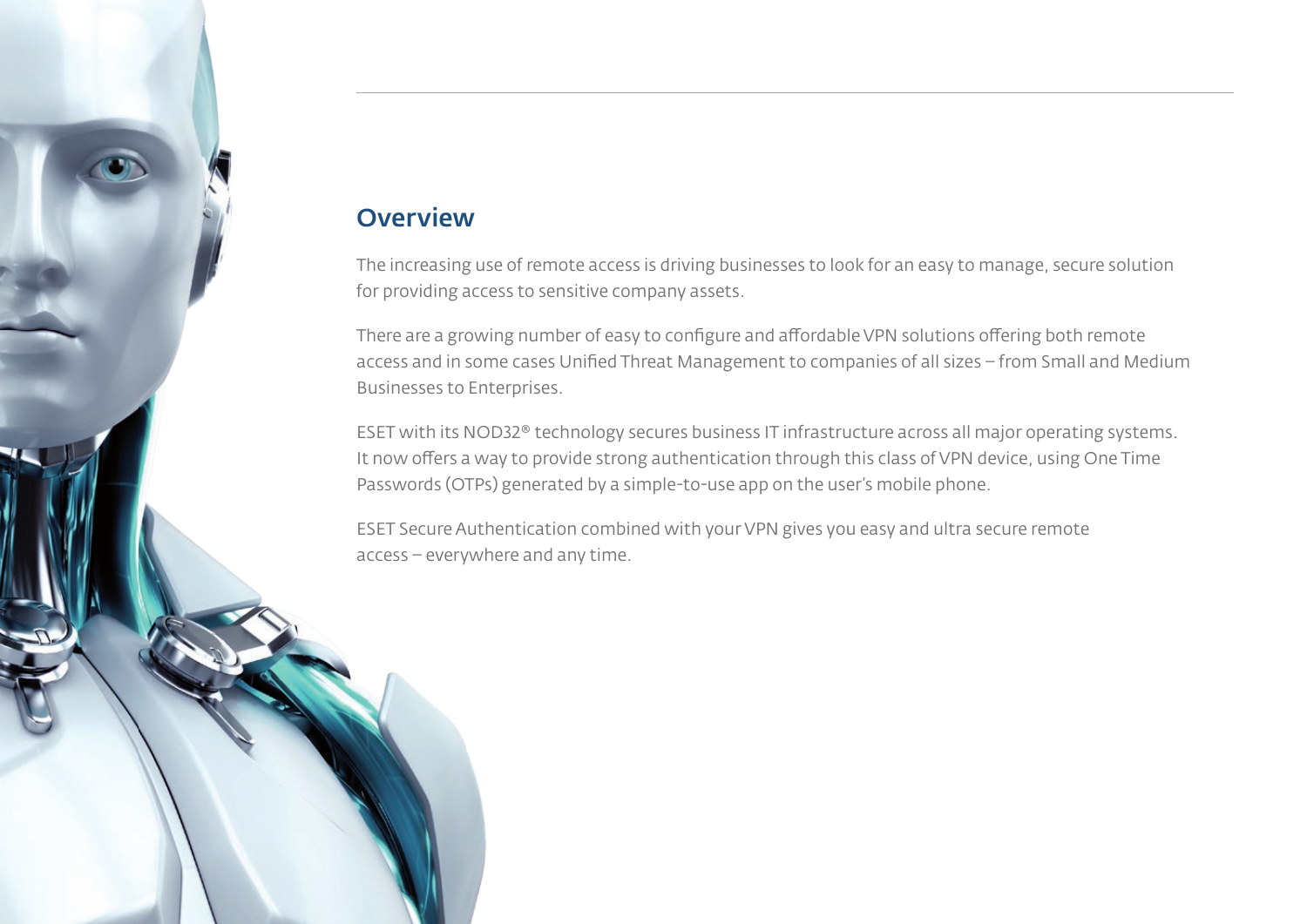## Overview

The increasing use of remote access is driving businesses to look for an easy to manage, secure solution for providing access to sensitive company assets.

There are a growing number of easy to configure and affordable VPN solutions offering both remote access and in some cases Unified Threat Management to companies of all sizes – from Small and Medium Businesses to Enterprises.

ESET with its NOD32® technology secures business IT infrastructure across all major operating systems. It now offers a way to provide strong authentication through this class of VPN device, using One Time Passwords (OTPs) generated by a simple-to-use app on the user's mobile phone.

ESET Secure Authentication combined with your VPN gives you easy and ultra secure remote access – everywhere and any time.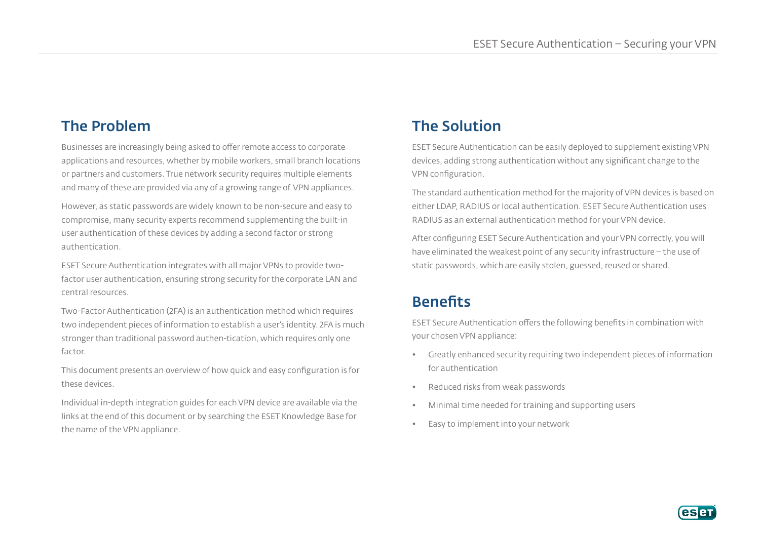## The Problem

Businesses are increasingly being asked to offer remote access to corporate applications and resources, whether by mobile workers, small branch locations or partners and customers. True network security requires multiple elements and many of these are provided via any of a growing range of VPN appliances.

However, as static passwords are widely known to be non-secure and easy to compromise, many security experts recommend supplementing the built-in user authentication of these devices by adding a second factor or strong authentication.

ESET Secure Authentication integrates with all major VPNs to provide two-factor user authentication, ensuring strong security for the corporate LAN and central resources.

Two-Factor Authentication (2FA) is an authentication method which requires two independent pieces of information to establish a user's identity. 2FA is much stronger than traditional password authen-tication, which requires only one factor.

This document presents an overview of how quick and easy configuration is for these devices.

Individual in-depth integration guides for each VPN device are available via the links at the end of this document or by searching the ESET Knowledge Base for the name of the VPN appliance.

## The Solution

ESET Secure Authentication can be easily deployed to supplement existing VPN devices, adding strong authentication without any significant change to the VPN configuration.

The standard authentication method for the majority of VPN devices is based on either LDAP, RADIUS or local authentication. ESET Secure Authentication uses RADIUS as an external authentication method for your VPN device.

After configuring ESET Secure Authentication and your VPN correctly, you will have eliminated the weakest point of any security infrastructure – the use of static passwords, which are easily stolen, guessed, reused or shared.

## Benefits

ESET Secure Authentication offers the following benefits in combination with your chosen VPN appliance:

- Greatly enhanced security requiring two independent pieces of information for authentication
- Reduced risks from weak passwords
- Minimal time needed for training and supporting users
- Easy to implement into your network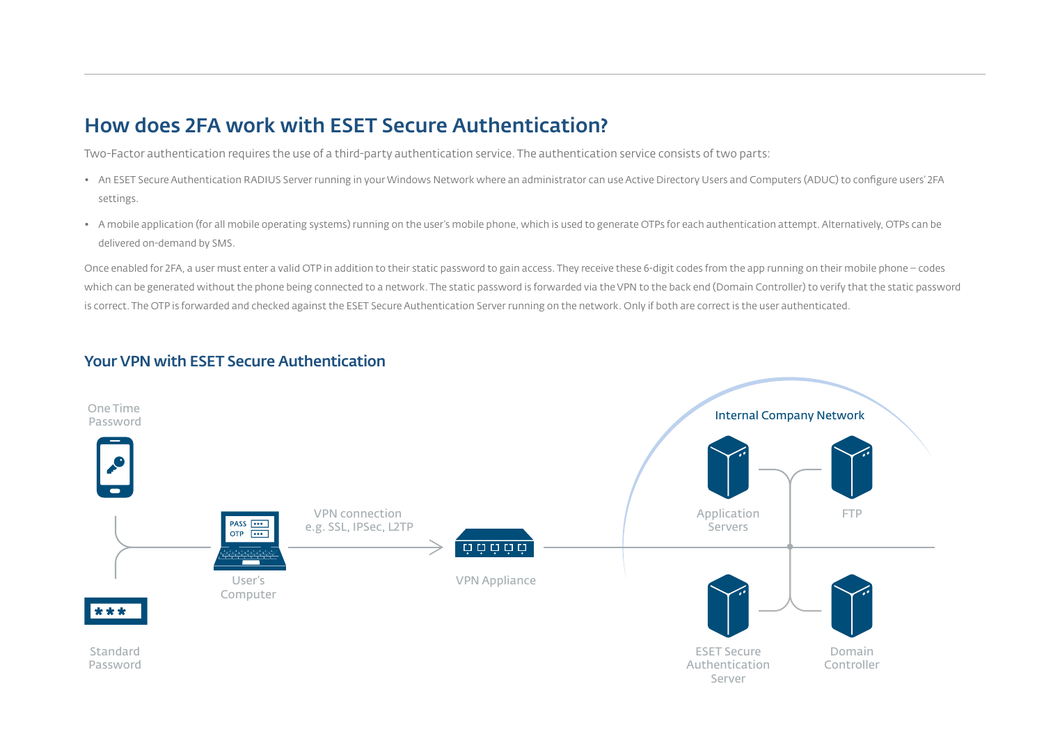## How does 2FA work with ESET Secure Authentication?

Two-Factor authentication requires the use of a third-party authentication service. The authentication service consists of two parts:

- An ESET Secure Authentication RADIUS Server running in your Windows Network where an administrator can use Active Directory Users and Computers (ADUC) to configure users' 2FA settings.
- A mobile application (for all mobile operating systems) running on the user's mobile phone, which is used to generate OTPs for each authentication attempt. Alternatively, OTPs can be delivered on-demand by SMS.

Once enabled for 2FA, a user must enter a valid OTP in addition to their static password to gain access. They receive these 6-digit codes from the app running on their mobile phone – codes which can be generated without the phone being connected to a network. The static password is forwarded via the VPN to the back end (Domain Controller) to verify that the static password is correct. The OTP is forwarded and checked against the ESET Secure Authentication Server running on the network. Only if both are correct is the user authenticated.

### Your VPN with ESET Secure Authentication

One Time Password

Standard Password

PASS ***
OTP ***

User's Computer

VPN connection e.g. SSL, IPSec, L2TP

VPN Appliance

Internal Company Network

Application Servers

FTP

ESET Secure Authentication Server

Domain Controller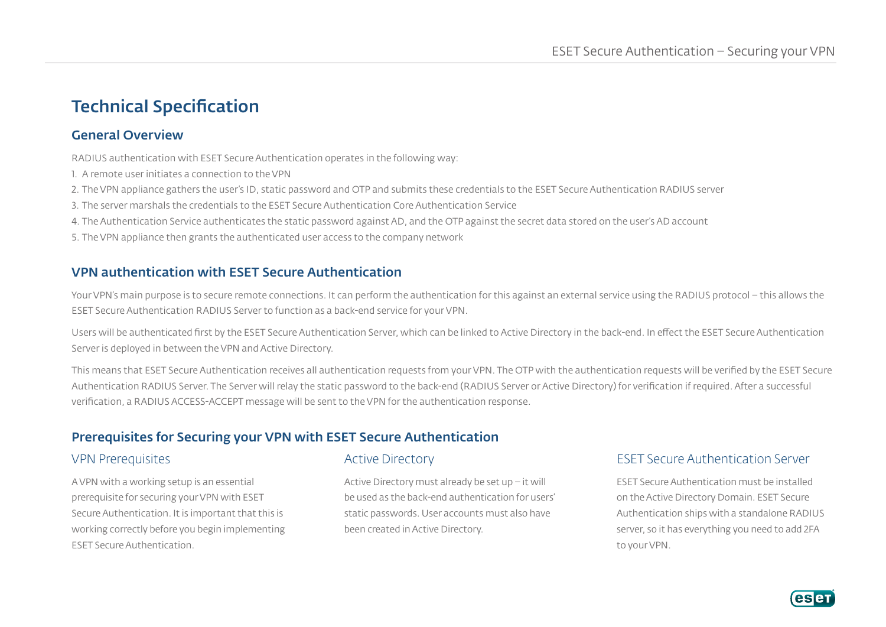# Technical Specification

## General Overview

RADIUS authentication with ESET Secure Authentication operates in the following way:

1. A remote user initiates a connection to the VPN
2. The VPN appliance gathers the user's ID, static password and OTP and submits these credentials to the ESET Secure Authentication RADIUS server
3. The server marshals the credentials to the ESET Secure Authentication Core Authentication Service
4. The Authentication Service authenticates the static password against AD, and the OTP against the secret data stored on the user's AD account
5. The VPN appliance then grants the authenticated user access to the company network

## VPN authentication with ESET Secure Authentication

Your VPN's main purpose is to secure remote connections. It can perform the authentication for this against an external service using the RADIUS protocol – this allows the ESET Secure Authentication RADIUS Server to function as a back-end service for your VPN.

Users will be authenticated first by the ESET Secure Authentication Server, which can be linked to Active Directory in the back-end. In effect the ESET Secure Authentication Server is deployed in between the VPN and Active Directory.

This means that ESET Secure Authentication receives all authentication requests from your VPN. The OTP with the authentication requests will be verified by the ESET Secure Authentication RADIUS Server. The Server will relay the static password to the back-end (RADIUS Server or Active Directory) for verification if required. After a successful verification, a RADIUS ACCESS-ACCEPT message will be sent to the VPN for the authentication response.

## Prerequisites for Securing your VPN with ESET Secure Authentication

### VPN Prerequisites

A VPN with a working setup is an essential prerequisite for securing your VPN with ESET Secure Authentication. It is important that this is working correctly before you begin implementing ESET Secure Authentication.

### Active Directory

Active Directory must already be set up – it will be used as the back-end authentication for users' static passwords. User accounts must also have been created in Active Directory.

### ESET Secure Authentication Server

ESET Secure Authentication must be installed on the Active Directory Domain. ESET Secure Authentication ships with a standalone RADIUS server, so it has everything you need to add 2FA to your VPN.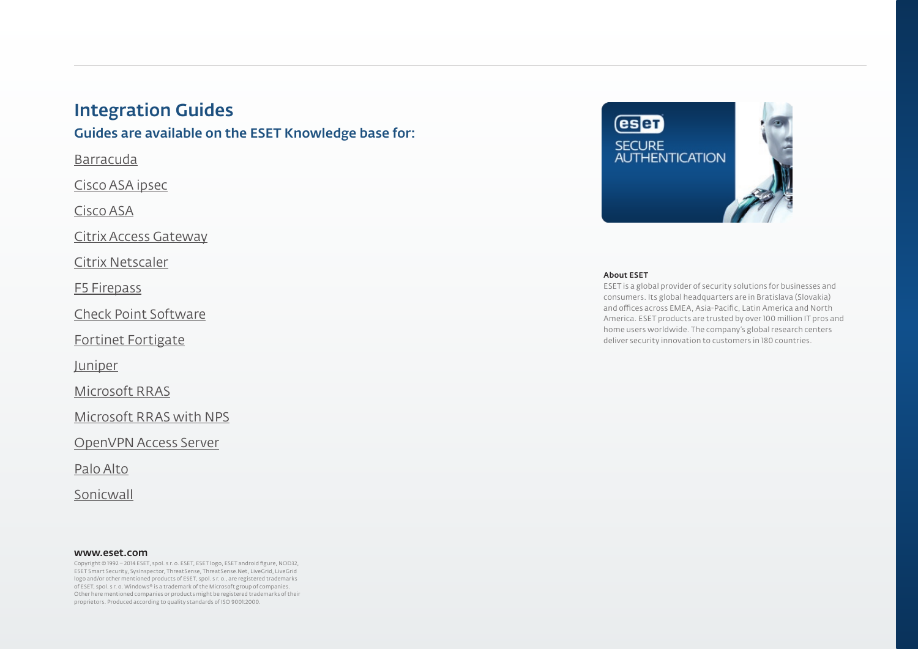## Integration Guides

### Guides are available on the ESET Knowledge base for:

Barracuda

Cisco ASA ipsec

Cisco ASA

Citrix Access Gateway

Citrix Netscaler

F5 Firepass

Check Point Software

Fortinet Fortigate

Juniper

Microsoft RRAS

Microsoft RRAS with NPS

OpenVPN Access Server

Palo Alto

Sonicwall

ESET SECURE AUTHENTICATION

**About ESET**

ESET is a global provider of security solutions for businesses and consumers. Its global headquarters are in Bratislava (Slovakia) and offices across EMEA, Asia-Pacific, Latin America and North America. ESET products are trusted by over 100 million IT pros and home users worldwide. The company's global research centers deliver security innovation to customers in 180 countries.

**www.eset.com**

Copyright © 1992 – 2014 ESET, spol. s r. o. ESET, ESET logo, ESET android figure, NOD32, ESET Smart Security, SysInspector, ThreatSense, ThreatSense.Net, LiveGrid, LiveGrid logo and/or other mentioned products of ESET, spol. s r. o., are registered trademarks of ESET, spol. s r. o. Windows® is a trademark of the Microsoft group of companies. Other here mentioned companies or products might be registered trademarks of their proprietors. Produced according to quality standards of ISO 9001:2000.